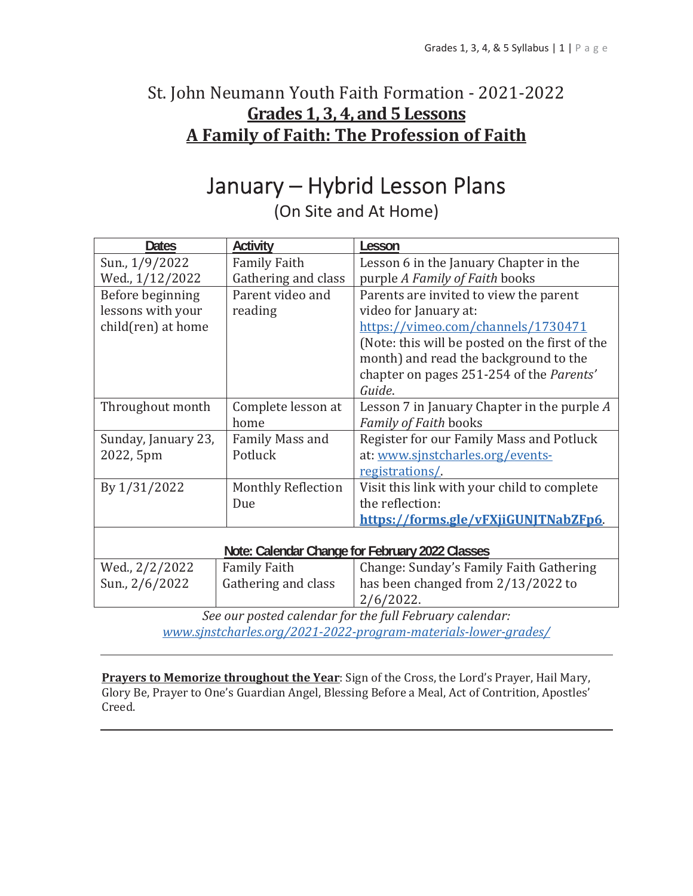# St. John Neumann Youth Faith Formation - 2021-2022

## **Grades 1, 3, 4, and 5 Lessons**

## **A Family of Faith: The Profession of Faith**

# January – Hybrid Lesson Plans

(On Site and At Home)

| Dates | Activity | Lesson |
|---|---|---|
| Sun., 1/9/2022<br>Wed., 1/12/2022 | Family Faith Gathering and class | Lesson 6 in the January Chapter in the purple *A Family of Faith* books |
| Before beginning lessons with your child(ren) at home | Parent video and reading | Parents are invited to view the parent video for January at: https://vimeo.com/channels/1730471 (Note: this will be posted on the first of the month) and read the background to the chapter on pages 251-254 of the *Parents' Guide*. |
| Throughout month | Complete lesson at home | Lesson 7 in January Chapter in the purple *A Family of Faith* books |
| Sunday, January 23, 2022, 5pm | Family Mass and Potluck | Register for our Family Mass and Potluck at: www.sjnstcharles.org/events-registrations/. |
| By 1/31/2022 | Monthly Reflection Due | Visit this link with your child to complete the reflection: **https://forms.gle/vFXjiGUNJTNabZFp6**. |
| **Note: Calendar Change for February 2022 Classes** | | |
| Wed., 2/2/2022<br>Sun., 2/6/2022 | Family Faith Gathering and class | Change: Sunday's Family Faith Gathering has been changed from 2/13/2022 to 2/6/2022. |

*See our posted calendar for the full February calendar: www.sjnstcharles.org/2021-2022-program-materials-lower-grades/*

---

**Prayers to Memorize throughout the Year**: Sign of the Cross, the Lord's Prayer, Hail Mary, Glory Be, Prayer to One's Guardian Angel, Blessing Before a Meal, Act of Contrition, Apostles' Creed.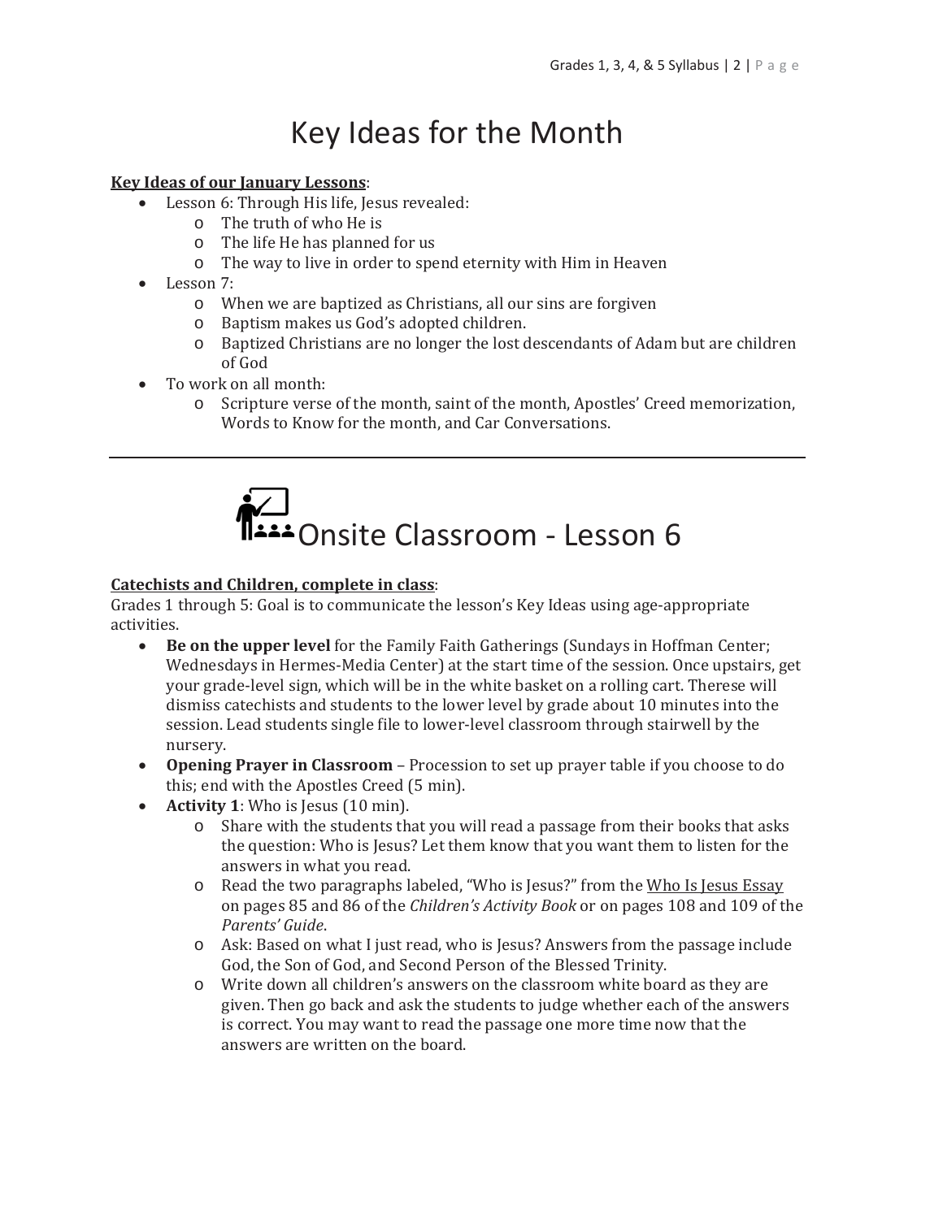# Key Ideas for the Month

**Key Ideas of our January Lessons**:

- Lesson 6: Through His life, Jesus revealed:
  - The truth of who He is
  - The life He has planned for us
  - The way to live in order to spend eternity with Him in Heaven
- Lesson 7:
  - When we are baptized as Christians, all our sins are forgiven
  - Baptism makes us God's adopted children.
  - Baptized Christians are no longer the lost descendants of Adam but are children of God
- To work on all month:
  - Scripture verse of the month, saint of the month, Apostles' Creed memorization, Words to Know for the month, and Car Conversations.

---

# Onsite Classroom - Lesson 6

**Catechists and Children, complete in class**:

Grades 1 through 5: Goal is to communicate the lesson's Key Ideas using age-appropriate activities.

- **Be on the upper level** for the Family Faith Gatherings (Sundays in Hoffman Center; Wednesdays in Hermes-Media Center) at the start time of the session. Once upstairs, get your grade-level sign, which will be in the white basket on a rolling cart. Therese will dismiss catechists and students to the lower level by grade about 10 minutes into the session. Lead students single file to lower-level classroom through stairwell by the nursery.
- **Opening Prayer in Classroom** – Procession to set up prayer table if you choose to do this; end with the Apostles Creed (5 min).
- **Activity 1**: Who is Jesus (10 min).
  - Share with the students that you will read a passage from their books that asks the question: Who is Jesus? Let them know that you want them to listen for the answers in what you read.
  - Read the two paragraphs labeled, "Who is Jesus?" from the Who Is Jesus Essay on pages 85 and 86 of the *Children's Activity Book* or on pages 108 and 109 of the *Parents' Guide*.
  - Ask: Based on what I just read, who is Jesus? Answers from the passage include God, the Son of God, and Second Person of the Blessed Trinity.
  - Write down all children's answers on the classroom white board as they are given. Then go back and ask the students to judge whether each of the answers is correct. You may want to read the passage one more time now that the answers are written on the board.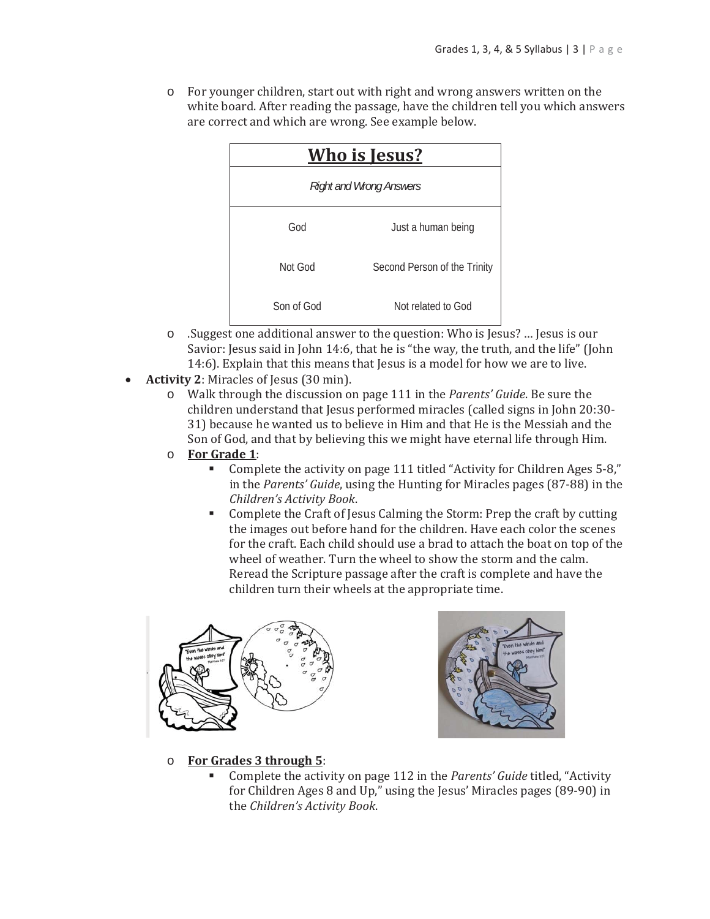- For younger children, start out with right and wrong answers written on the white board. After reading the passage, have the children tell you which answers are correct and which are wrong. See example below.

| **Who is Jesus?** | |
|---|---|
| *Right and Wrong Answers* | |
| God | Just a human being |
| Not God | Second Person of the Trinity |
| Son of God | Not related to God |

- .Suggest one additional answer to the question: Who is Jesus? … Jesus is our Savior: Jesus said in John 14:6, that he is "the way, the truth, and the life" (John 14:6). Explain that this means that Jesus is a model for how we are to live.

- **Activity 2**: Miracles of Jesus (30 min).
  - Walk through the discussion on page 111 in the *Parents' Guide*. Be sure the children understand that Jesus performed miracles (called signs in John 20:30-31) because he wanted us to believe in Him and that He is the Messiah and the Son of God, and that by believing this we might have eternal life through Him.
  - **For Grade 1**:
    - Complete the activity on page 111 titled "Activity for Children Ages 5-8," in the *Parents' Guide*, using the Hunting for Miracles pages (87-88) in the *Children's Activity Book*.
    - Complete the Craft of Jesus Calming the Storm: Prep the craft by cutting the images out before hand for the children. Have each color the scenes for the craft. Each child should use a brad to attach the boat on top of the wheel of weather. Turn the wheel to show the storm and the calm. Reread the Scripture passage after the craft is complete and have the children turn their wheels at the appropriate time.
  - **For Grades 3 through 5**:
    - Complete the activity on page 112 in the *Parents' Guide* titled, "Activity for Children Ages 8 and Up," using the Jesus' Miracles pages (89-90) in the *Children's Activity Book*.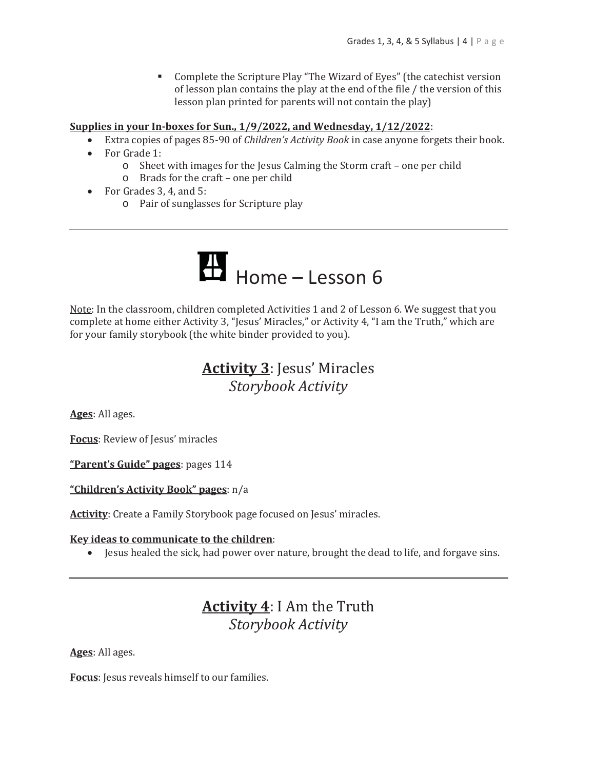- Complete the Scripture Play "The Wizard of Eyes" (the catechist version of lesson plan contains the play at the end of the file / the version of this lesson plan printed for parents will not contain the play)

**Supplies in your In-boxes for Sun., 1/9/2022, and Wednesday, 1/12/2022**:

- Extra copies of pages 85-90 of *Children's Activity Book* in case anyone forgets their book.
- For Grade 1:
  - Sheet with images for the Jesus Calming the Storm craft – one per child
  - Brads for the craft – one per child
- For Grades 3, 4, and 5:
  - Pair of sunglasses for Scripture play

---

# Home – Lesson 6

Note: In the classroom, children completed Activities 1 and 2 of Lesson 6. We suggest that you complete at home either Activity 3, "Jesus' Miracles," or Activity 4, "I am the Truth," which are for your family storybook (the white binder provided to you).

## **Activity 3**: Jesus' Miracles *Storybook Activity*

**Ages**: All ages.

**Focus**: Review of Jesus' miracles

**"Parent's Guide" pages**: pages 114

**"Children's Activity Book" pages**: n/a

**Activity**: Create a Family Storybook page focused on Jesus' miracles.

**Key ideas to communicate to the children**:

- Jesus healed the sick, had power over nature, brought the dead to life, and forgave sins.

---

## **Activity 4**: I Am the Truth *Storybook Activity*

**Ages**: All ages.

**Focus**: Jesus reveals himself to our families.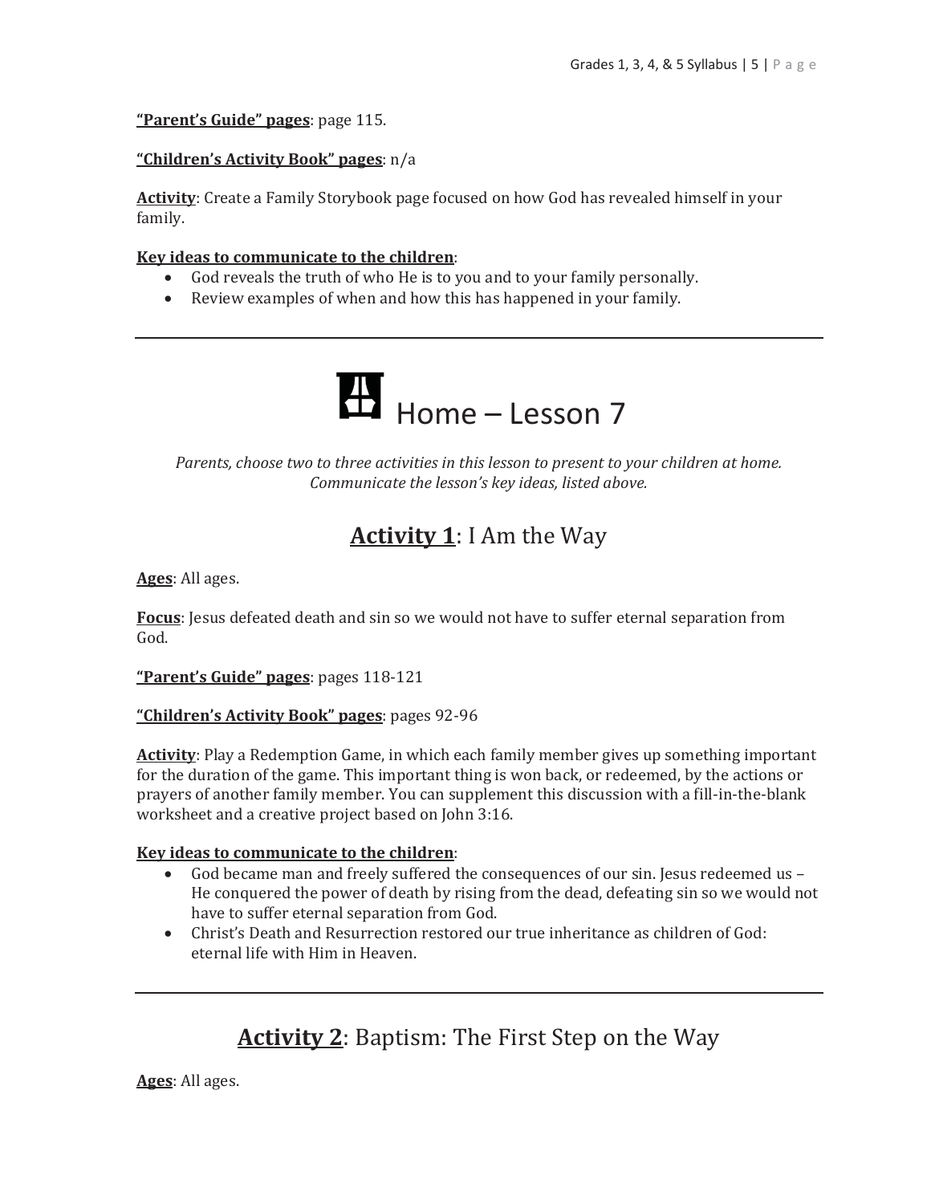**"Parent's Guide" pages**: page 115.

**"Children's Activity Book" pages**: n/a

**Activity**: Create a Family Storybook page focused on how God has revealed himself in your family.

**Key ideas to communicate to the children**:

- God reveals the truth of who He is to you and to your family personally.
- Review examples of when and how this has happened in your family.

---

# Home – Lesson 7

*Parents, choose two to three activities in this lesson to present to your children at home. Communicate the lesson's key ideas, listed above.*

## Activity 1: I Am the Way

**Ages**: All ages.

**Focus**: Jesus defeated death and sin so we would not have to suffer eternal separation from God.

**"Parent's Guide" pages**: pages 118-121

**"Children's Activity Book" pages**: pages 92-96

**Activity**: Play a Redemption Game, in which each family member gives up something important for the duration of the game. This important thing is won back, or redeemed, by the actions or prayers of another family member. You can supplement this discussion with a fill-in-the-blank worksheet and a creative project based on John 3:16.

**Key ideas to communicate to the children**:

- God became man and freely suffered the consequences of our sin. Jesus redeemed us – He conquered the power of death by rising from the dead, defeating sin so we would not have to suffer eternal separation from God.
- Christ's Death and Resurrection restored our true inheritance as children of God: eternal life with Him in Heaven.

---

## Activity 2: Baptism: The First Step on the Way

**Ages**: All ages.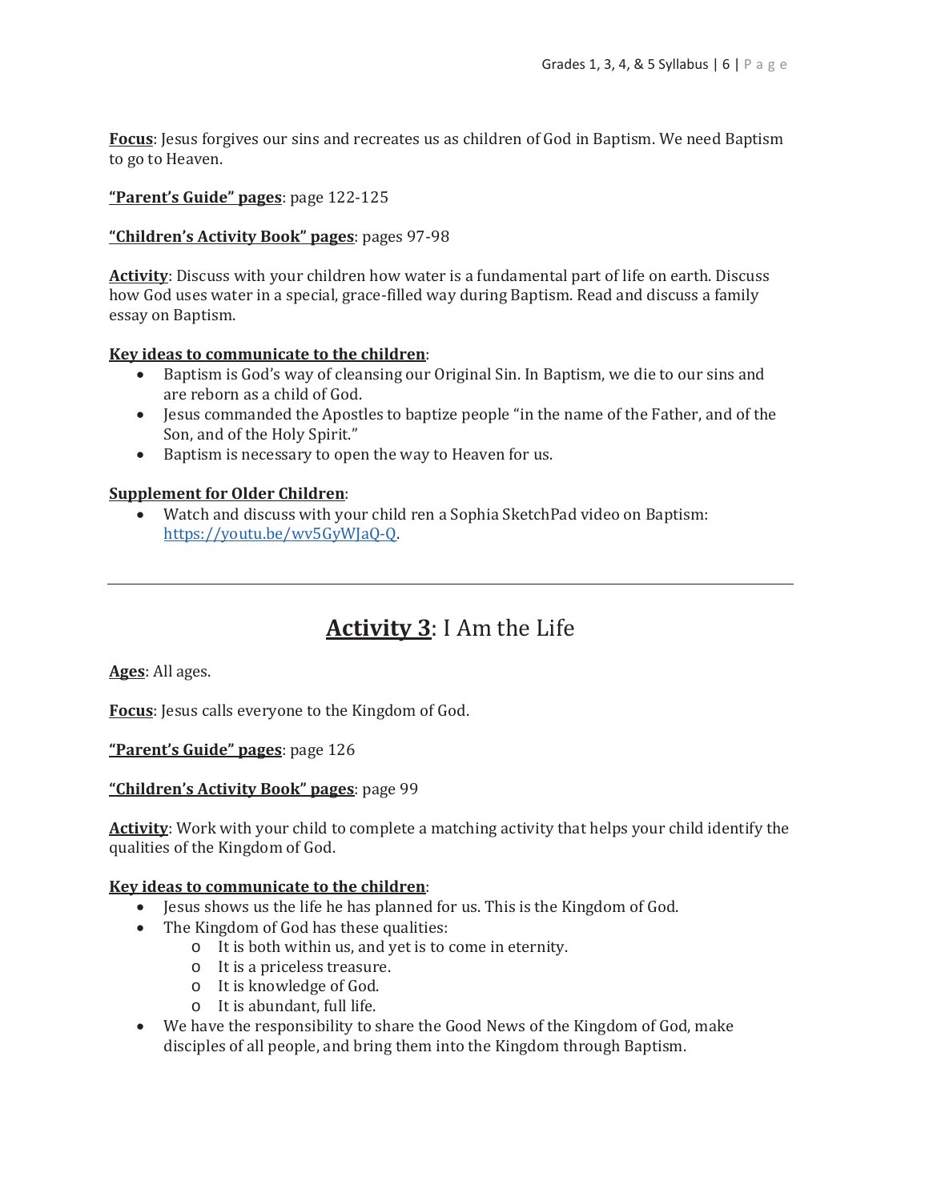**Focus**: Jesus forgives our sins and recreates us as children of God in Baptism. We need Baptism to go to Heaven.

**"Parent's Guide" pages**: page 122-125

**"Children's Activity Book" pages**: pages 97-98

**Activity**: Discuss with your children how water is a fundamental part of life on earth. Discuss how God uses water in a special, grace-filled way during Baptism. Read and discuss a family essay on Baptism.

**Key ideas to communicate to the children**:

- Baptism is God's way of cleansing our Original Sin. In Baptism, we die to our sins and are reborn as a child of God.
- Jesus commanded the Apostles to baptize people "in the name of the Father, and of the Son, and of the Holy Spirit."
- Baptism is necessary to open the way to Heaven for us.

**Supplement for Older Children**:

- Watch and discuss with your child ren a Sophia SketchPad video on Baptism: https://youtu.be/wv5GyWJaQ-Q.

---

## Activity 3: I Am the Life

**Ages**: All ages.

**Focus**: Jesus calls everyone to the Kingdom of God.

**"Parent's Guide" pages**: page 126

**"Children's Activity Book" pages**: page 99

**Activity**: Work with your child to complete a matching activity that helps your child identify the qualities of the Kingdom of God.

**Key ideas to communicate to the children**:

- Jesus shows us the life he has planned for us. This is the Kingdom of God.
- The Kingdom of God has these qualities:
  - It is both within us, and yet is to come in eternity.
  - It is a priceless treasure.
  - It is knowledge of God.
  - It is abundant, full life.
- We have the responsibility to share the Good News of the Kingdom of God, make disciples of all people, and bring them into the Kingdom through Baptism.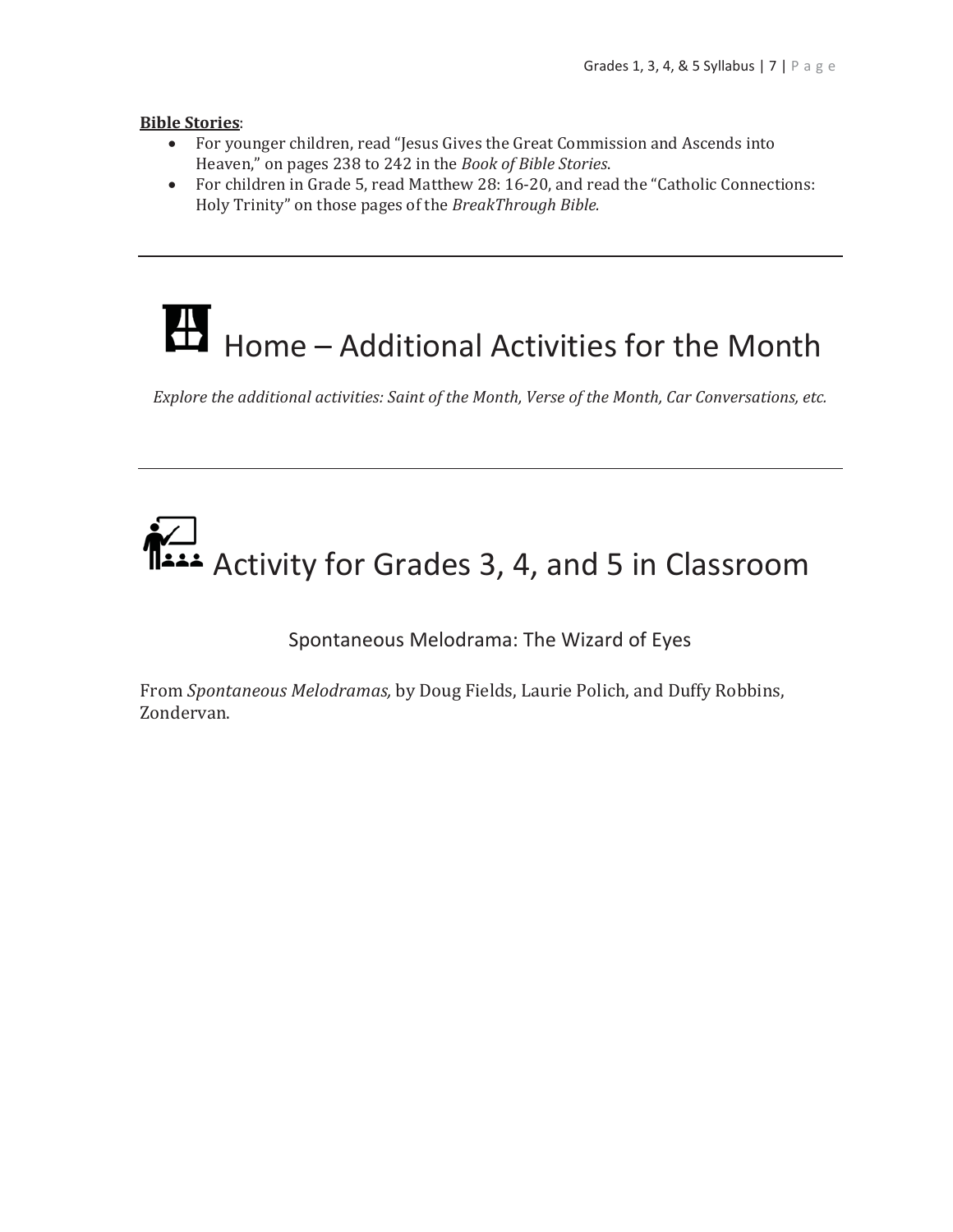**Bible Stories**:

- For younger children, read "Jesus Gives the Great Commission and Ascends into Heaven," on pages 238 to 242 in the *Book of Bible Stories*.
- For children in Grade 5, read Matthew 28: 16-20, and read the "Catholic Connections: Holy Trinity" on those pages of the *BreakThrough Bible.*

---

# Home – Additional Activities for the Month

*Explore the additional activities: Saint of the Month, Verse of the Month, Car Conversations, etc.*

---

# Activity for Grades 3, 4, and 5 in Classroom

Spontaneous Melodrama: The Wizard of Eyes

From *Spontaneous Melodramas,* by Doug Fields, Laurie Polich, and Duffy Robbins, Zondervan.